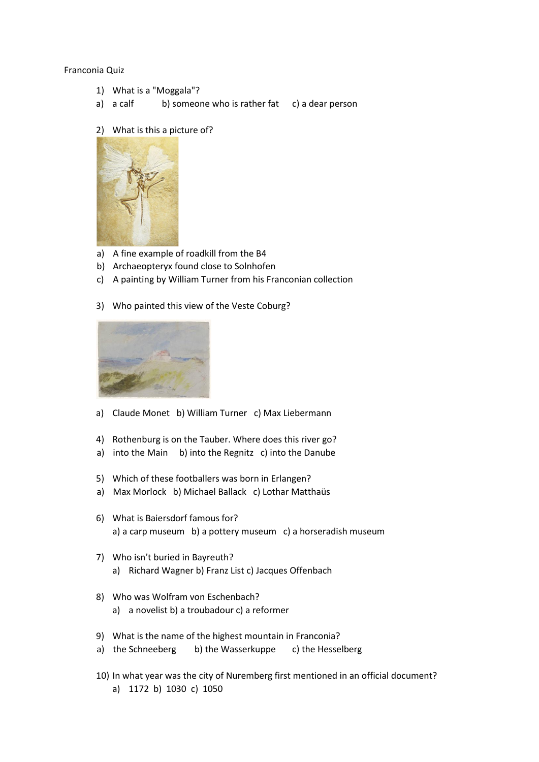Franconia Quiz

1) What is a "Moggala"?
   a) a calf  b) someone who is rather fat  c) a dear person

2) What is this a picture of?
   a) A fine example of roadkill from the B4
   b) Archaeopteryx found close to Solnhofen
   c) A painting by William Turner from his Franconian collection

3) Who painted this view of the Veste Coburg?
   a) Claude Monet  b) William Turner  c) Max Liebermann

4) Rothenburg is on the Tauber. Where does this river go?
   a) into the Main  b) into the Regnitz  c) into the Danube

5) Which of these footballers was born in Erlangen?
   a) Max Morlock  b) Michael Ballack  c) Lothar Matthäus

6) What is Baiersdorf famous for?
   a) a carp museum  b) a pottery museum  c) a horseradish museum

7) Who isn't buried in Bayreuth?
   a) Richard Wagner b) Franz List c) Jacques Offenbach

8) Who was Wolfram von Eschenbach?
   a) a novelist b) a troubadour c) a reformer

9) What is the name of the highest mountain in Franconia?
   a) the Schneeberg  b) the Wasserkuppe  c) the Hesselberg

10) In what year was the city of Nuremberg first mentioned in an official document?
    a) 1172 b) 1030 c) 1050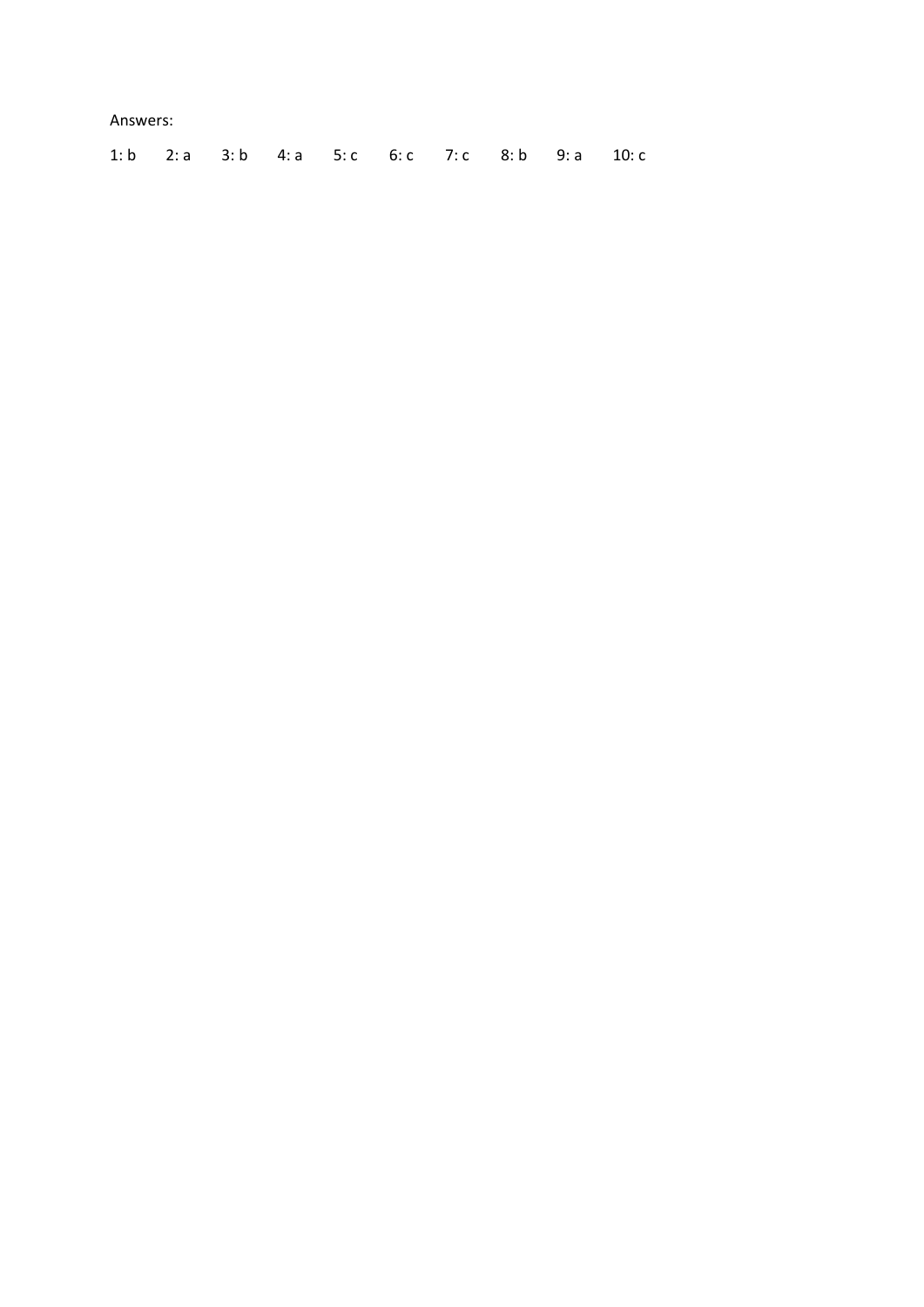Answers:

1: b  2: a  3: b  4: a  5: c  6: c  7: c  8: b  9: a  10: c